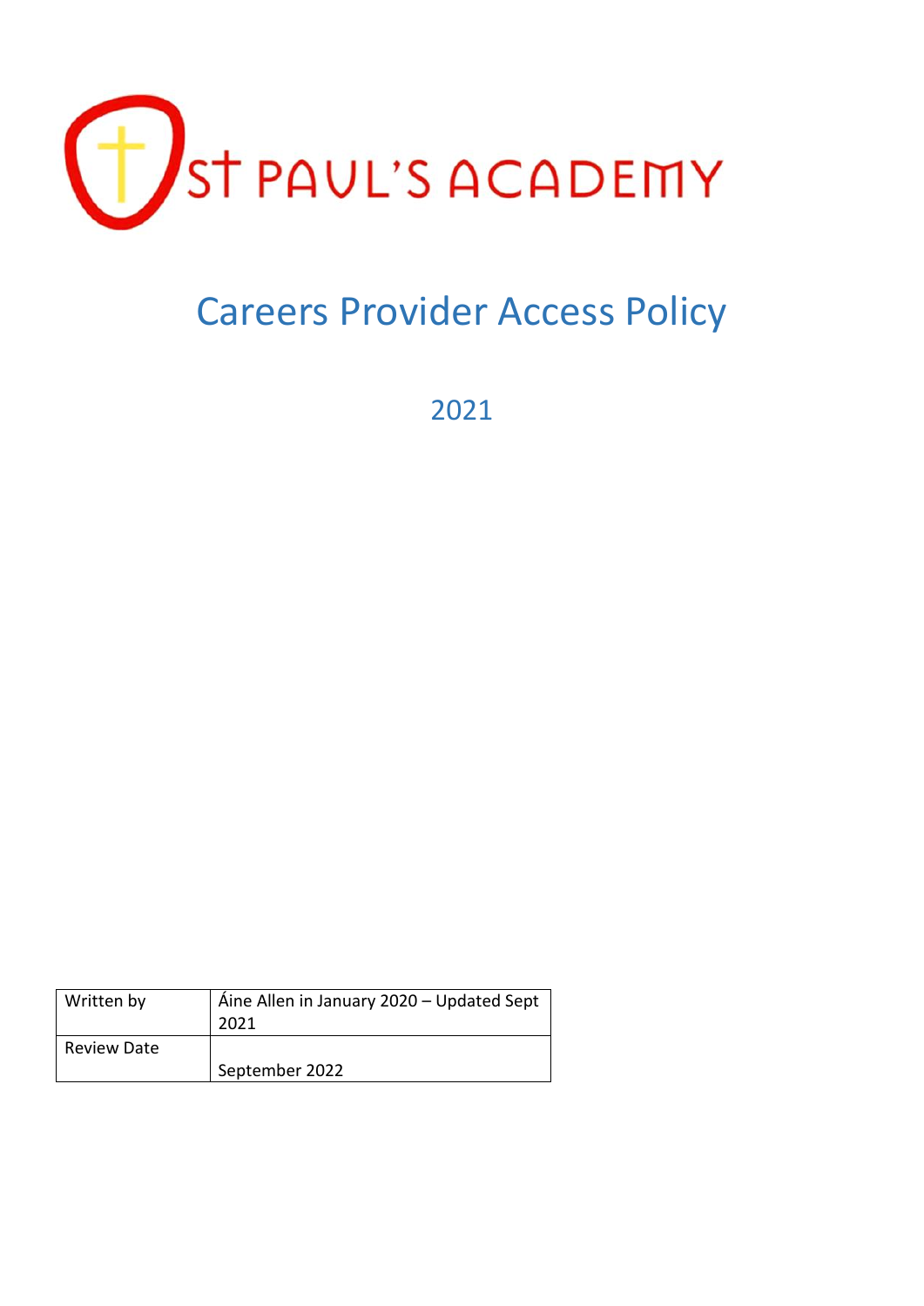ST PAUL'S ACADEMY

# Careers Provider Access Policy

2021

| Written by | Áine Allen in January 2020 – Updated Sept 2021 |
|---|---|
| Review Date | September 2022 |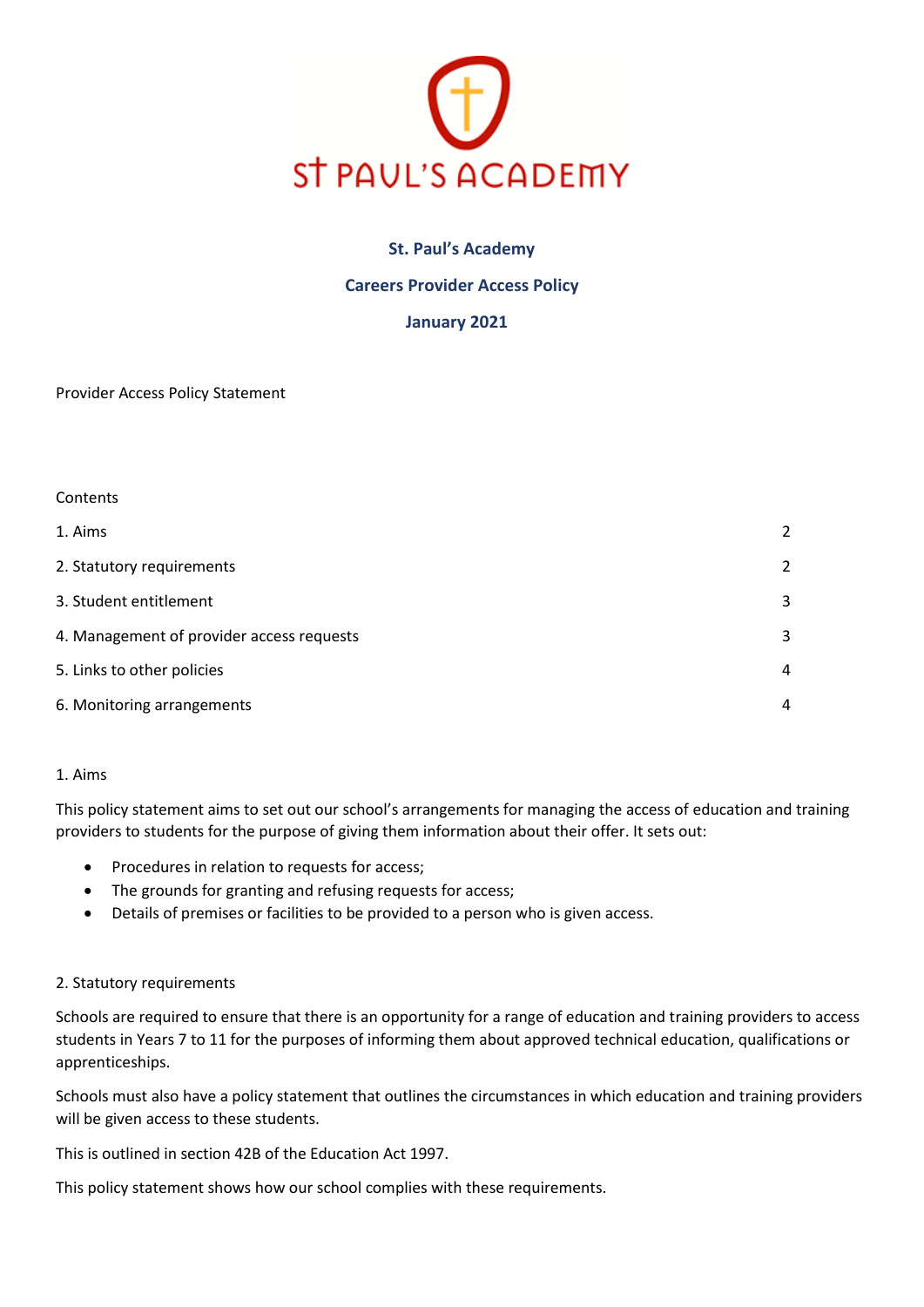**St. Paul's Academy**

**Careers Provider Access Policy**

**January 2021**

Provider Access Policy Statement

Contents

| | |
|---|---|
| 1. Aims | 2 |
| 2. Statutory requirements | 2 |
| 3. Student entitlement | 3 |
| 4. Management of provider access requests | 3 |
| 5. Links to other policies | 4 |
| 6. Monitoring arrangements | 4 |

## 1. Aims

This policy statement aims to set out our school's arrangements for managing the access of education and training providers to students for the purpose of giving them information about their offer. It sets out:

- Procedures in relation to requests for access;
- The grounds for granting and refusing requests for access;
- Details of premises or facilities to be provided to a person who is given access.

## 2. Statutory requirements

Schools are required to ensure that there is an opportunity for a range of education and training providers to access students in Years 7 to 11 for the purposes of informing them about approved technical education, qualifications or apprenticeships.

Schools must also have a policy statement that outlines the circumstances in which education and training providers will be given access to these students.

This is outlined in section 42B of the Education Act 1997.

This policy statement shows how our school complies with these requirements.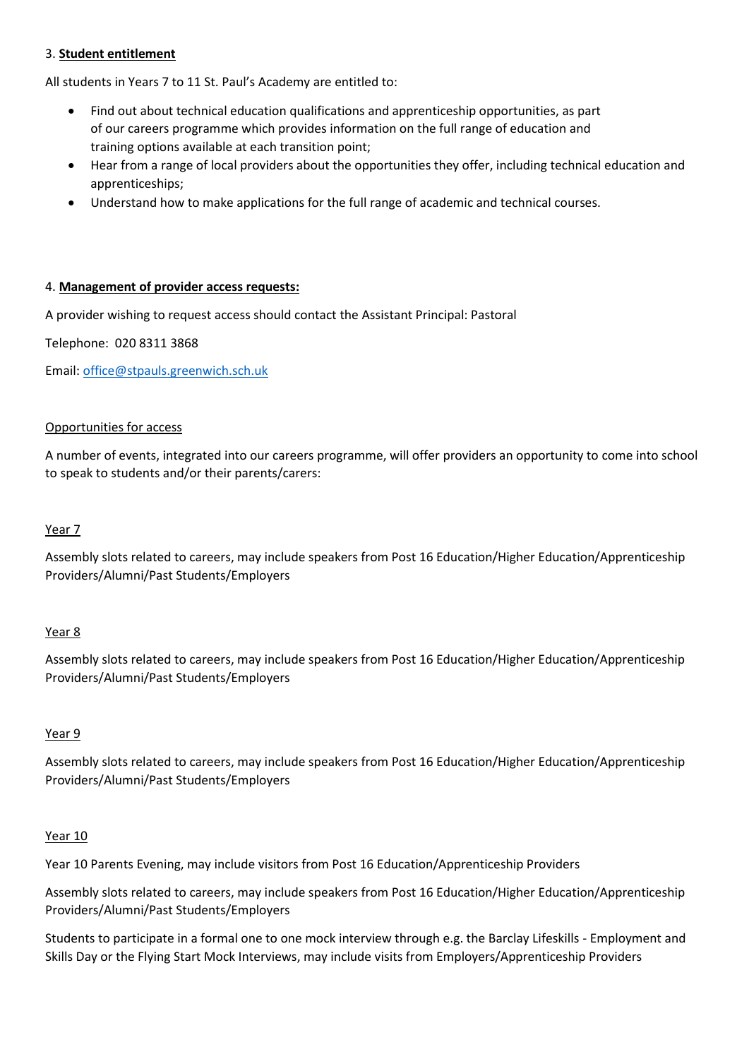## 3. Student entitlement

All students in Years 7 to 11 St. Paul's Academy are entitled to:

- Find out about technical education qualifications and apprenticeship opportunities, as part of our careers programme which provides information on the full range of education and training options available at each transition point;
- Hear from a range of local providers about the opportunities they offer, including technical education and apprenticeships;
- Understand how to make applications for the full range of academic and technical courses.

## 4. Management of provider access requests:

A provider wishing to request access should contact the Assistant Principal: Pastoral

Telephone: 020 8311 3868

Email: [office@stpauls.greenwich.sch.uk](mailto:office@stpauls.greenwich.sch.uk)

### Opportunities for access

A number of events, integrated into our careers programme, will offer providers an opportunity to come into school to speak to students and/or their parents/carers:

#### Year 7

Assembly slots related to careers, may include speakers from Post 16 Education/Higher Education/Apprenticeship Providers/Alumni/Past Students/Employers

#### Year 8

Assembly slots related to careers, may include speakers from Post 16 Education/Higher Education/Apprenticeship Providers/Alumni/Past Students/Employers

#### Year 9

Assembly slots related to careers, may include speakers from Post 16 Education/Higher Education/Apprenticeship Providers/Alumni/Past Students/Employers

#### Year 10

Year 10 Parents Evening, may include visitors from Post 16 Education/Apprenticeship Providers

Assembly slots related to careers, may include speakers from Post 16 Education/Higher Education/Apprenticeship Providers/Alumni/Past Students/Employers

Students to participate in a formal one to one mock interview through e.g. the Barclay Lifeskills - Employment and Skills Day or the Flying Start Mock Interviews, may include visits from Employers/Apprenticeship Providers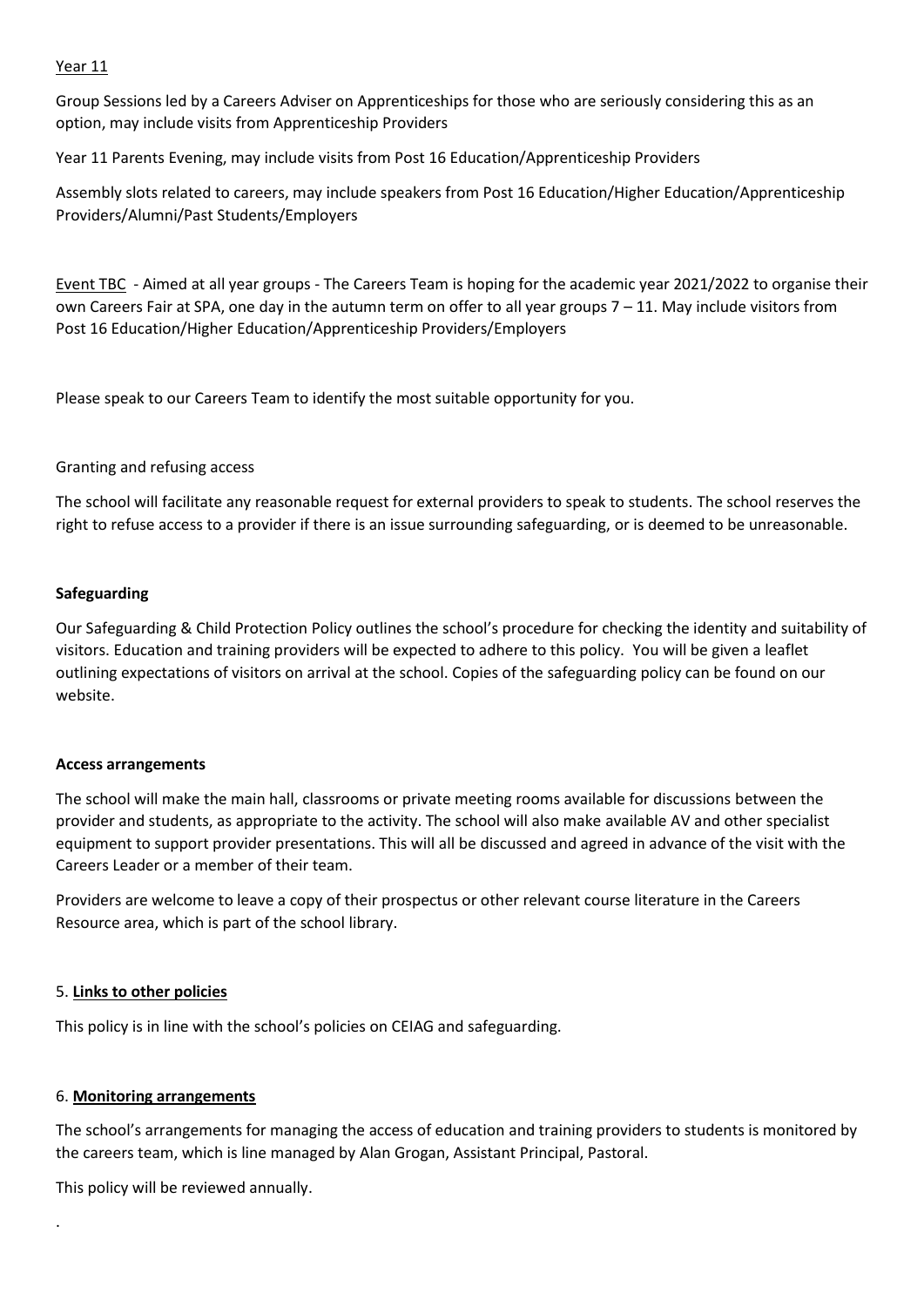Year 11

Group Sessions led by a Careers Adviser on Apprenticeships for those who are seriously considering this as an option, may include visits from Apprenticeship Providers

Year 11 Parents Evening, may include visits from Post 16 Education/Apprenticeship Providers

Assembly slots related to careers, may include speakers from Post 16 Education/Higher Education/Apprenticeship Providers/Alumni/Past Students/Employers

Event TBC - Aimed at all year groups - The Careers Team is hoping for the academic year 2021/2022 to organise their own Careers Fair at SPA, one day in the autumn term on offer to all year groups 7 – 11. May include visitors from Post 16 Education/Higher Education/Apprenticeship Providers/Employers

Please speak to our Careers Team to identify the most suitable opportunity for you.

Granting and refusing access

The school will facilitate any reasonable request for external providers to speak to students. The school reserves the right to refuse access to a provider if there is an issue surrounding safeguarding, or is deemed to be unreasonable.

**Safeguarding**

Our Safeguarding & Child Protection Policy outlines the school's procedure for checking the identity and suitability of visitors. Education and training providers will be expected to adhere to this policy. You will be given a leaflet outlining expectations of visitors on arrival at the school. Copies of the safeguarding policy can be found on our website.

**Access arrangements**

The school will make the main hall, classrooms or private meeting rooms available for discussions between the provider and students, as appropriate to the activity. The school will also make available AV and other specialist equipment to support provider presentations. This will all be discussed and agreed in advance of the visit with the Careers Leader or a member of their team.

Providers are welcome to leave a copy of their prospectus or other relevant course literature in the Careers Resource area, which is part of the school library.

## 5. **Links to other policies**

This policy is in line with the school's policies on CEIAG and safeguarding.

## 6. **Monitoring arrangements**

The school's arrangements for managing the access of education and training providers to students is monitored by the careers team, which is line managed by Alan Grogan, Assistant Principal, Pastoral.

This policy will be reviewed annually.